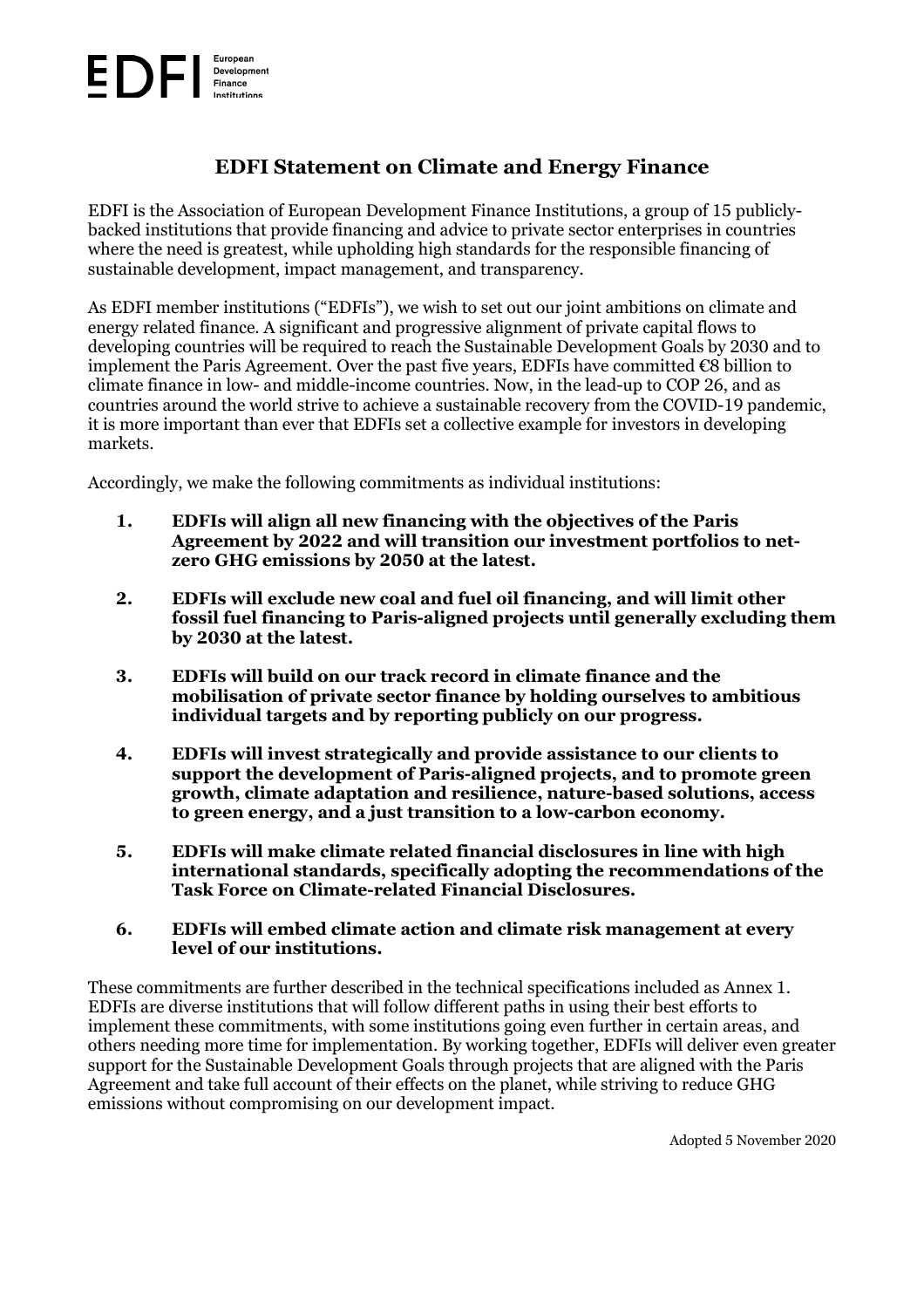EDFI European Development Finance Institutions

# EDFI Statement on Climate and Energy Finance

EDFI is the Association of European Development Finance Institutions, a group of 15 publicly-backed institutions that provide financing and advice to private sector enterprises in countries where the need is greatest, while upholding high standards for the responsible financing of sustainable development, impact management, and transparency.

As EDFI member institutions ("EDFIs"), we wish to set out our joint ambitions on climate and energy related finance. A significant and progressive alignment of private capital flows to developing countries will be required to reach the Sustainable Development Goals by 2030 and to implement the Paris Agreement. Over the past five years, EDFIs have committed €8 billion to climate finance in low- and middle-income countries. Now, in the lead-up to COP 26, and as countries around the world strive to achieve a sustainable recovery from the COVID-19 pandemic, it is more important than ever that EDFIs set a collective example for investors in developing markets.

Accordingly, we make the following commitments as individual institutions:

1. **EDFIs will align all new financing with the objectives of the Paris Agreement by 2022 and will transition our investment portfolios to net-zero GHG emissions by 2050 at the latest.**
2. **EDFIs will exclude new coal and fuel oil financing, and will limit other fossil fuel financing to Paris-aligned projects until generally excluding them by 2030 at the latest.**
3. **EDFIs will build on our track record in climate finance and the mobilisation of private sector finance by holding ourselves to ambitious individual targets and by reporting publicly on our progress.**
4. **EDFIs will invest strategically and provide assistance to our clients to support the development of Paris-aligned projects, and to promote green growth, climate adaptation and resilience, nature-based solutions, access to green energy, and a just transition to a low-carbon economy.**
5. **EDFIs will make climate related financial disclosures in line with high international standards, specifically adopting the recommendations of the Task Force on Climate-related Financial Disclosures.**
6. **EDFIs will embed climate action and climate risk management at every level of our institutions.**

These commitments are further described in the technical specifications included as Annex 1. EDFIs are diverse institutions that will follow different paths in using their best efforts to implement these commitments, with some institutions going even further in certain areas, and others needing more time for implementation. By working together, EDFIs will deliver even greater support for the Sustainable Development Goals through projects that are aligned with the Paris Agreement and take full account of their effects on the planet, while striving to reduce GHG emissions without compromising on our development impact.

Adopted 5 November 2020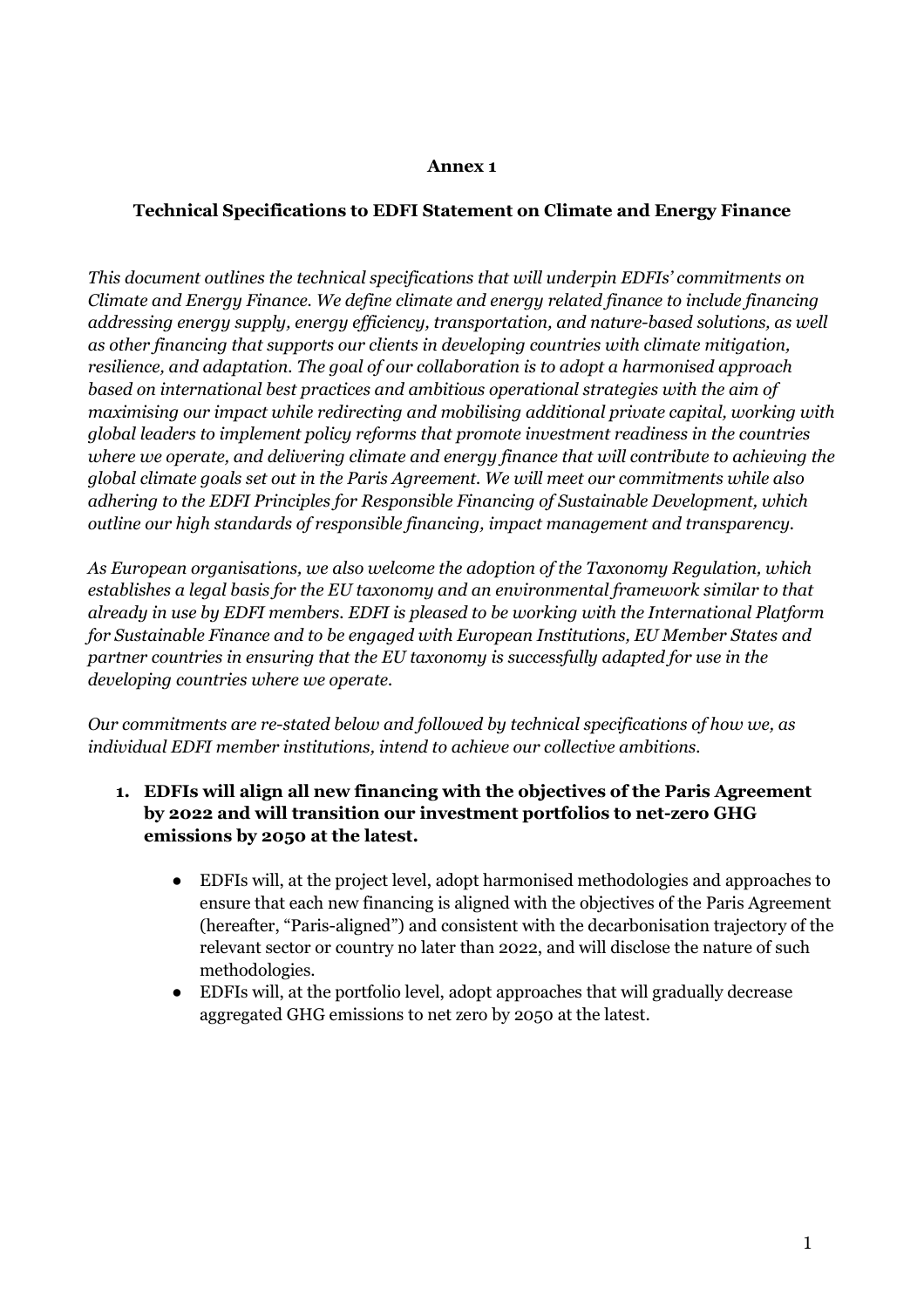**Annex 1**

**Technical Specifications to EDFI Statement on Climate and Energy Finance**

*This document outlines the technical specifications that will underpin EDFIs' commitments on Climate and Energy Finance. We define climate and energy related finance to include financing addressing energy supply, energy efficiency, transportation, and nature-based solutions, as well as other financing that supports our clients in developing countries with climate mitigation, resilience, and adaptation. The goal of our collaboration is to adopt a harmonised approach based on international best practices and ambitious operational strategies with the aim of maximising our impact while redirecting and mobilising additional private capital, working with global leaders to implement policy reforms that promote investment readiness in the countries where we operate, and delivering climate and energy finance that will contribute to achieving the global climate goals set out in the Paris Agreement. We will meet our commitments while also adhering to the EDFI Principles for Responsible Financing of Sustainable Development, which outline our high standards of responsible financing, impact management and transparency.*

*As European organisations, we also welcome the adoption of the Taxonomy Regulation, which establishes a legal basis for the EU taxonomy and an environmental framework similar to that already in use by EDFI members. EDFI is pleased to be working with the International Platform for Sustainable Finance and to be engaged with European Institutions, EU Member States and partner countries in ensuring that the EU taxonomy is successfully adapted for use in the developing countries where we operate.*

*Our commitments are re-stated below and followed by technical specifications of how we, as individual EDFI member institutions, intend to achieve our collective ambitions.*

1. **EDFIs will align all new financing with the objectives of the Paris Agreement by 2022 and will transition our investment portfolios to net-zero GHG emissions by 2050 at the latest.**
   - EDFIs will, at the project level, adopt harmonised methodologies and approaches to ensure that each new financing is aligned with the objectives of the Paris Agreement (hereafter, "Paris-aligned") and consistent with the decarbonisation trajectory of the relevant sector or country no later than 2022, and will disclose the nature of such methodologies.
   - EDFIs will, at the portfolio level, adopt approaches that will gradually decrease aggregated GHG emissions to net zero by 2050 at the latest.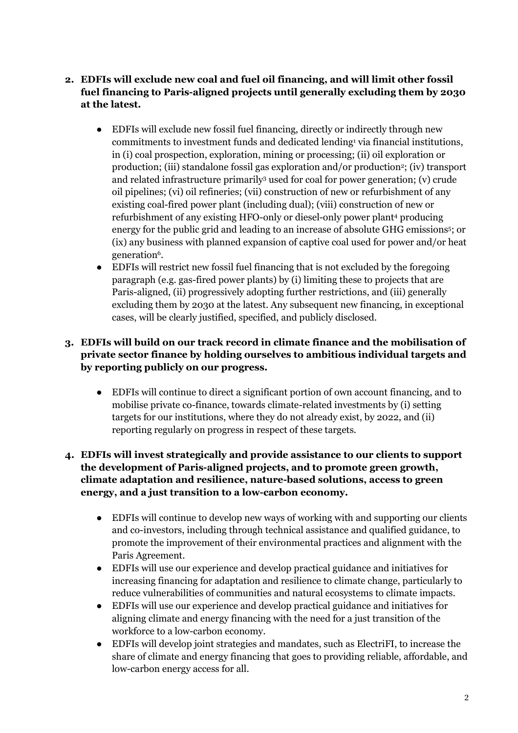2. **EDFIs will exclude new coal and fuel oil financing, and will limit other fossil fuel financing to Paris-aligned projects until generally excluding them by 2030 at the latest.**

   - EDFIs will exclude new fossil fuel financing, directly or indirectly through new commitments to investment funds and dedicated lending[1] via financial institutions, in (i) coal prospection, exploration, mining or processing; (ii) oil exploration or production; (iii) standalone fossil gas exploration and/or production[2]; (iv) transport and related infrastructure primarily[3] used for coal for power generation; (v) crude oil pipelines; (vi) oil refineries; (vii) construction of new or refurbishment of any existing coal-fired power plant (including dual); (viii) construction of new or refurbishment of any existing HFO-only or diesel-only power plant[4] producing energy for the public grid and leading to an increase of absolute GHG emissions[5]; or (ix) any business with planned expansion of captive coal used for power and/or heat generation[6].
   - EDFIs will restrict new fossil fuel financing that is not excluded by the foregoing paragraph (e.g. gas-fired power plants) by (i) limiting these to projects that are Paris-aligned, (ii) progressively adopting further restrictions, and (iii) generally excluding them by 2030 at the latest. Any subsequent new financing, in exceptional cases, will be clearly justified, specified, and publicly disclosed.

3. **EDFIs will build on our track record in climate finance and the mobilisation of private sector finance by holding ourselves to ambitious individual targets and by reporting publicly on our progress.**

   - EDFIs will continue to direct a significant portion of own account financing, and to mobilise private co-finance, towards climate-related investments by (i) setting targets for our institutions, where they do not already exist, by 2022, and (ii) reporting regularly on progress in respect of these targets.

4. **EDFIs will invest strategically and provide assistance to our clients to support the development of Paris-aligned projects, and to promote green growth, climate adaptation and resilience, nature-based solutions, access to green energy, and a just transition to a low-carbon economy.**

   - EDFIs will continue to develop new ways of working with and supporting our clients and co-investors, including through technical assistance and qualified guidance, to promote the improvement of their environmental practices and alignment with the Paris Agreement.
   - EDFIs will use our experience and develop practical guidance and initiatives for increasing financing for adaptation and resilience to climate change, particularly to reduce vulnerabilities of communities and natural ecosystems to climate impacts.
   - EDFIs will use our experience and develop practical guidance and initiatives for aligning climate and energy financing with the need for a just transition of the workforce to a low-carbon economy.
   - EDFIs will develop joint strategies and mandates, such as ElectriFI, to increase the share of climate and energy financing that goes to providing reliable, affordable, and low-carbon energy access for all.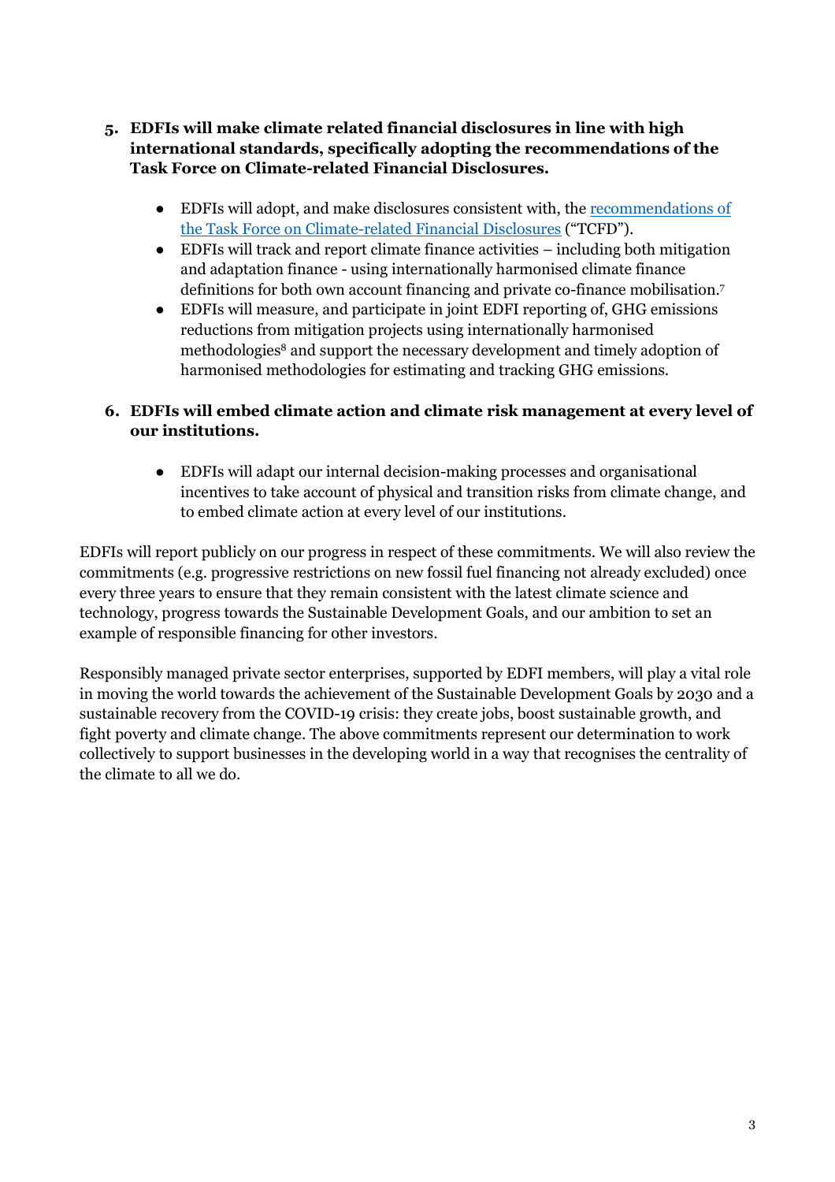5. **EDFIs will make climate related financial disclosures in line with high international standards, specifically adopting the recommendations of the Task Force on Climate-related Financial Disclosures.**

    - EDFIs will adopt, and make disclosures consistent with, the recommendations of the Task Force on Climate-related Financial Disclosures ("TCFD").
    - EDFIs will track and report climate finance activities – including both mitigation and adaptation finance - using internationally harmonised climate finance definitions for both own account financing and private co-finance mobilisation.[7]
    - EDFIs will measure, and participate in joint EDFI reporting of, GHG emissions reductions from mitigation projects using internationally harmonised methodologies[8] and support the necessary development and timely adoption of harmonised methodologies for estimating and tracking GHG emissions.

6. **EDFIs will embed climate action and climate risk management at every level of our institutions.**

    - EDFIs will adapt our internal decision-making processes and organisational incentives to take account of physical and transition risks from climate change, and to embed climate action at every level of our institutions.

EDFIs will report publicly on our progress in respect of these commitments. We will also review the commitments (e.g. progressive restrictions on new fossil fuel financing not already excluded) once every three years to ensure that they remain consistent with the latest climate science and technology, progress towards the Sustainable Development Goals, and our ambition to set an example of responsible financing for other investors.

Responsibly managed private sector enterprises, supported by EDFI members, will play a vital role in moving the world towards the achievement of the Sustainable Development Goals by 2030 and a sustainable recovery from the COVID-19 crisis: they create jobs, boost sustainable growth, and fight poverty and climate change. The above commitments represent our determination to work collectively to support businesses in the developing world in a way that recognises the centrality of the climate to all we do.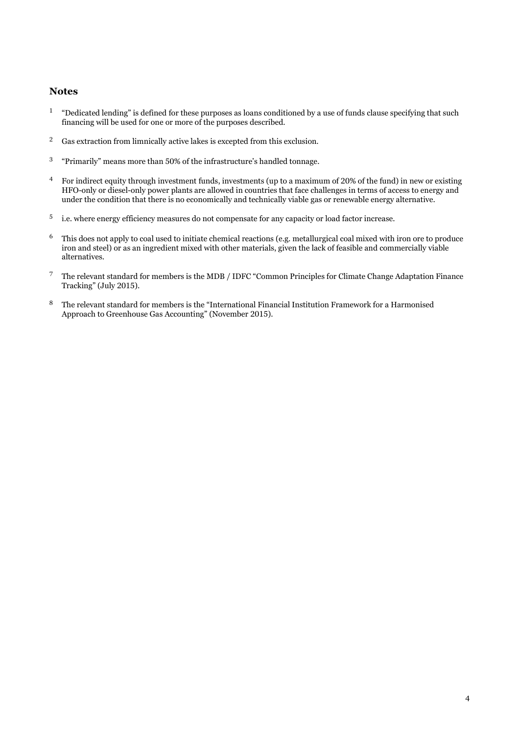## Notes

[1] “Dedicated lending” is defined for these purposes as loans conditioned by a use of funds clause specifying that such financing will be used for one or more of the purposes described.

[2] Gas extraction from limnically active lakes is excepted from this exclusion.

[3] “Primarily” means more than 50% of the infrastructure’s handled tonnage.

[4] For indirect equity through investment funds, investments (up to a maximum of 20% of the fund) in new or existing HFO-only or diesel-only power plants are allowed in countries that face challenges in terms of access to energy and under the condition that there is no economically and technically viable gas or renewable energy alternative.

[5] i.e. where energy efficiency measures do not compensate for any capacity or load factor increase.

[6] This does not apply to coal used to initiate chemical reactions (e.g. metallurgical coal mixed with iron ore to produce iron and steel) or as an ingredient mixed with other materials, given the lack of feasible and commercially viable alternatives.

[7] The relevant standard for members is the MDB / IDFC “Common Principles for Climate Change Adaptation Finance Tracking” (July 2015).

[8] The relevant standard for members is the “International Financial Institution Framework for a Harmonised Approach to Greenhouse Gas Accounting” (November 2015).